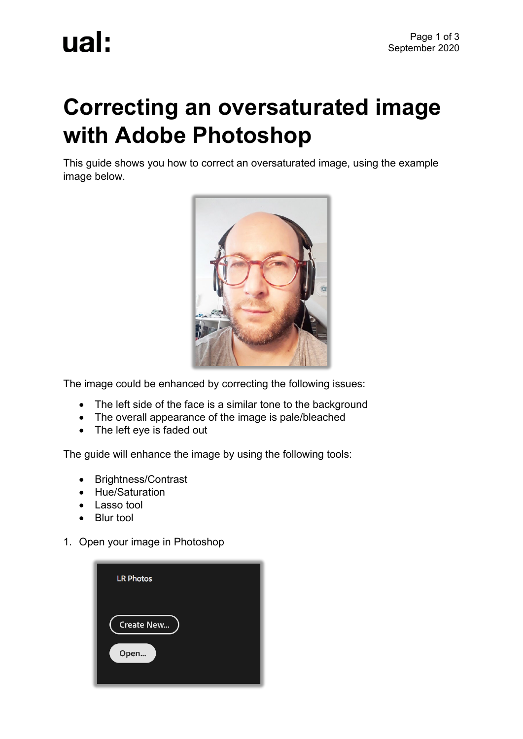# Correcting an oversaturated image with Adobe Photoshop

This guide shows you how to correct an oversaturated image, using the example image below.

The image could be enhanced by correcting the following issues:

- The left side of the face is a similar tone to the background
- The overall appearance of the image is pale/bleached
- The left eye is faded out

The guide will enhance the image by using the following tools:

- Brightness/Contrast
- Hue/Saturation
- Lasso tool
- Blur tool

1. Open your image in Photoshop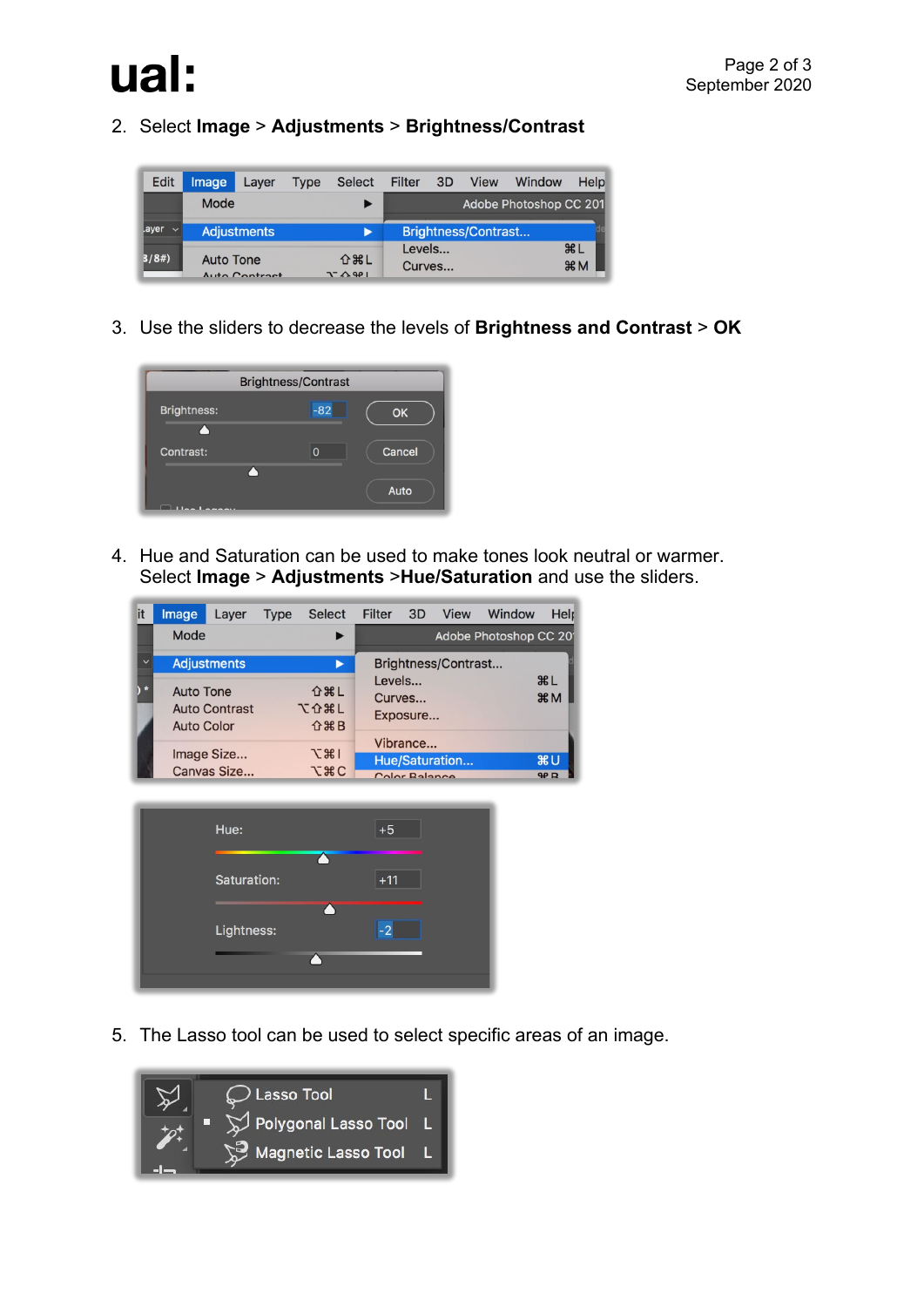2. Select **Image** > **Adjustments** > **Brightness/Contrast**

3. Use the sliders to decrease the levels of **Brightness and Contrast** > **OK**

4. Hue and Saturation can be used to make tones look neutral or warmer. Select **Image** > **Adjustments** >**Hue/Saturation** and use the sliders.

5. The Lasso tool can be used to select specific areas of an image.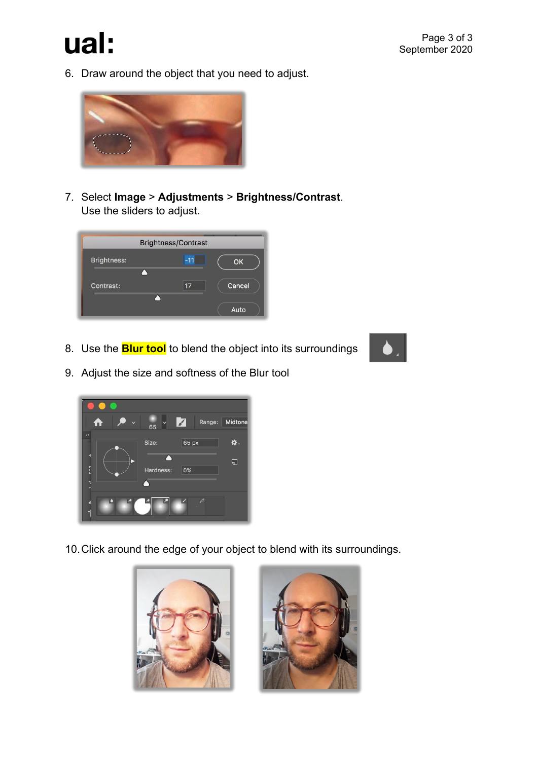6. Draw around the object that you need to adjust.

7. Select **Image** > **Adjustments** > **Brightness/Contrast**.
   Use the sliders to adjust.

8. Use the **Blur tool** to blend the object into its surroundings

9. Adjust the size and softness of the Blur tool

10. Click around the edge of your object to blend with its surroundings.